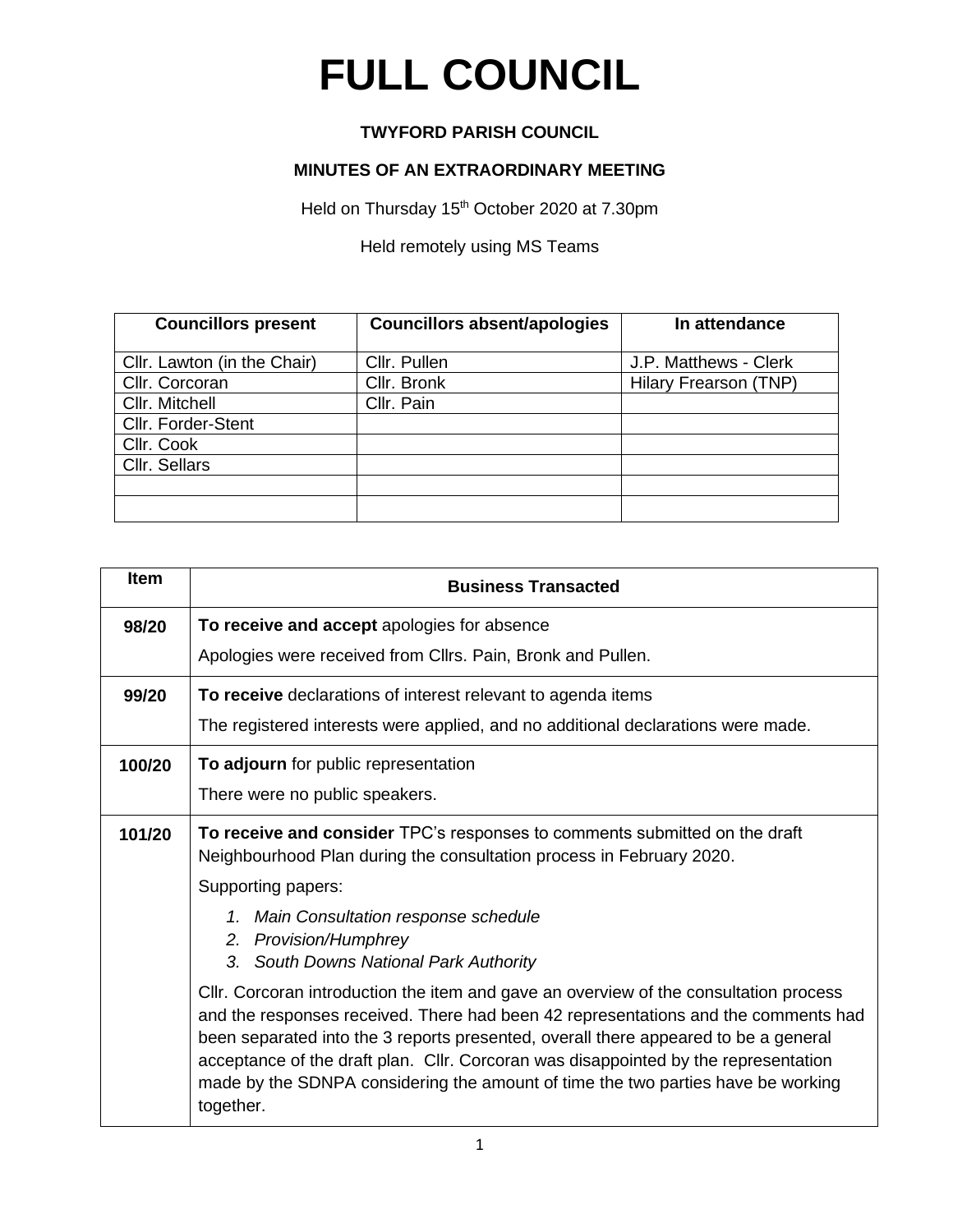# FULL COUNCIL

**TWYFORD PARISH COUNCIL**

**MINUTES OF AN EXTRAORDINARY MEETING**

Held on Thursday 15th October 2020 at 7.30pm

Held remotely using MS Teams

| Councillors present | Councillors absent/apologies | In attendance |
|---|---|---|
| Cllr. Lawton (in the Chair) | Cllr. Pullen | J.P. Matthews - Clerk |
| Cllr. Corcoran | Cllr. Bronk | Hilary Frearson (TNP) |
| Cllr. Mitchell | Cllr. Pain | |
| Cllr. Forder-Stent | | |
| Cllr. Cook | | |
| Cllr. Sellars | | |
| | | |
| | | |

| Item | Business Transacted |
|---|---|
| **98/20** | **To receive and accept** apologies for absence<br><br>Apologies were received from Cllrs. Pain, Bronk and Pullen. |
| **99/20** | **To receive** declarations of interest relevant to agenda items<br><br>The registered interests were applied, and no additional declarations were made. |
| **100/20** | **To adjourn** for public representation<br><br>There were no public speakers. |
| **101/20** | **To receive and consider** TPC's responses to comments submitted on the draft Neighbourhood Plan during the consultation process in February 2020.<br><br>Supporting papers:<br><br>1. *Main Consultation response schedule*<br>2. *Provision/Humphrey*<br>3. *South Downs National Park Authority*<br><br>Cllr. Corcoran introduction the item and gave an overview of the consultation process and the responses received. There had been 42 representations and the comments had been separated into the 3 reports presented, overall there appeared to be a general acceptance of the draft plan. Cllr. Corcoran was disappointed by the representation made by the SDNPA considering the amount of time the two parties have be working together. |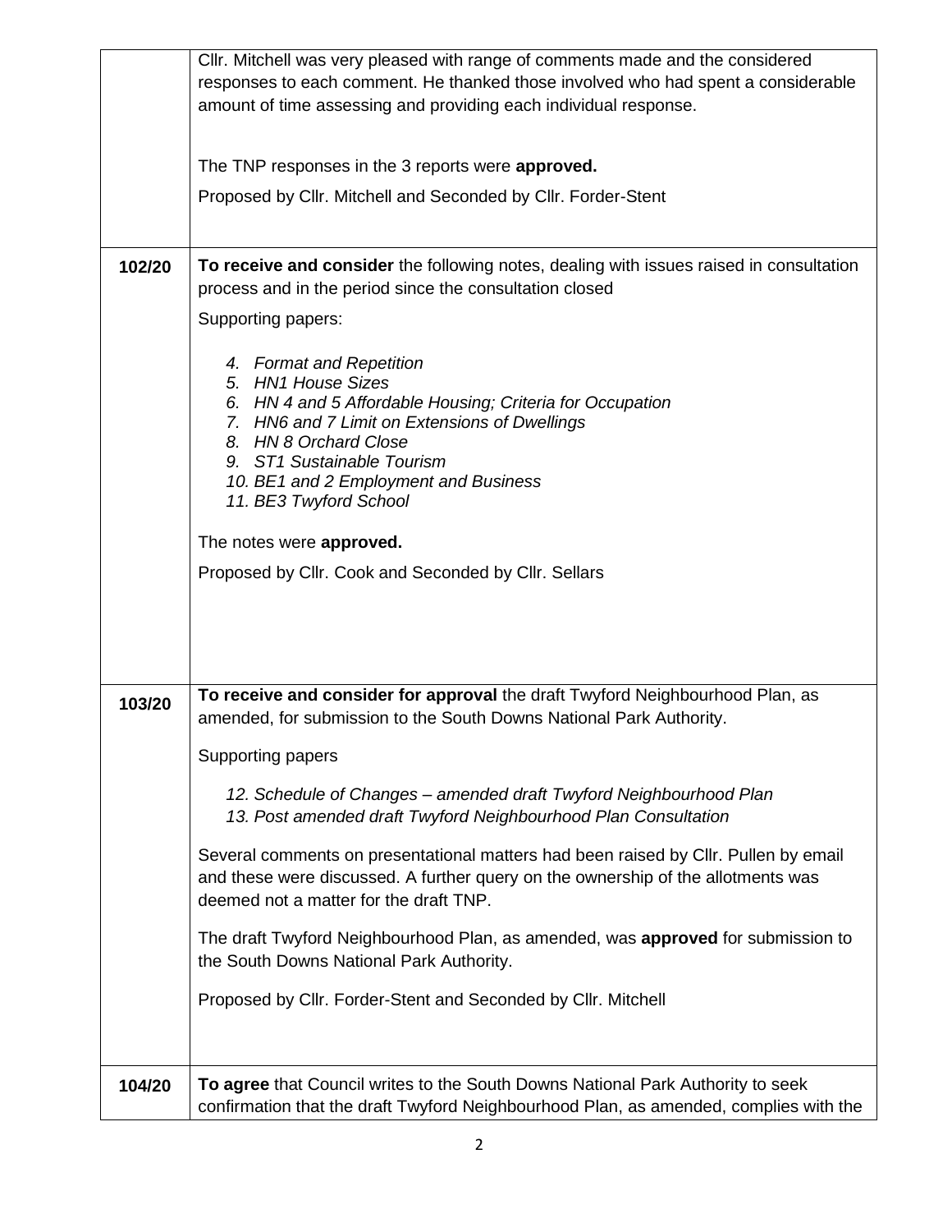| | |
|---|---|
| | Cllr. Mitchell was very pleased with range of comments made and the considered responses to each comment. He thanked those involved who had spent a considerable amount of time assessing and providing each individual response.<br><br>The TNP responses in the 3 reports were **approved.**<br><br>Proposed by Cllr. Mitchell and Seconded by Cllr. Forder-Stent |
| **102/20** | **To receive and consider** the following notes, dealing with issues raised in consultation process and in the period since the consultation closed<br><br>Supporting papers:<br><br>*4. Format and Repetition*<br>*5. HN1 House Sizes*<br>*6. HN 4 and 5 Affordable Housing; Criteria for Occupation*<br>*7. HN6 and 7 Limit on Extensions of Dwellings*<br>*8. HN 8 Orchard Close*<br>*9. ST1 Sustainable Tourism*<br>*10. BE1 and 2 Employment and Business*<br>*11. BE3 Twyford School*<br><br>The notes were **approved.**<br><br>Proposed by Cllr. Cook and Seconded by Cllr. Sellars |
| **103/20** | **To receive and consider for approval** the draft Twyford Neighbourhood Plan, as amended, for submission to the South Downs National Park Authority.<br><br>Supporting papers<br><br>*12. Schedule of Changes – amended draft Twyford Neighbourhood Plan*<br>*13. Post amended draft Twyford Neighbourhood Plan Consultation*<br><br>Several comments on presentational matters had been raised by Cllr. Pullen by email and these were discussed. A further query on the ownership of the allotments was deemed not a matter for the draft TNP.<br><br>The draft Twyford Neighbourhood Plan, as amended, was **approved** for submission to the South Downs National Park Authority.<br><br>Proposed by Cllr. Forder-Stent and Seconded by Cllr. Mitchell |
| **104/20** | **To agree** that Council writes to the South Downs National Park Authority to seek confirmation that the draft Twyford Neighbourhood Plan, as amended, complies with the |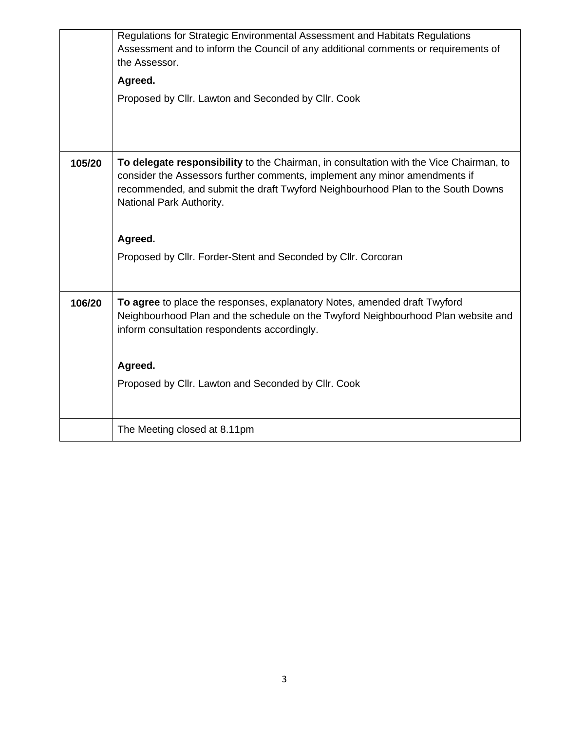| | |
|---|---|
| | Regulations for Strategic Environmental Assessment and Habitats Regulations Assessment and to inform the Council of any additional comments or requirements of the Assessor.<br><br>**Agreed.**<br><br>Proposed by Cllr. Lawton and Seconded by Cllr. Cook |
| **105/20** | **To delegate responsibility** to the Chairman, in consultation with the Vice Chairman, to consider the Assessors further comments, implement any minor amendments if recommended, and submit the draft Twyford Neighbourhood Plan to the South Downs National Park Authority.<br><br>**Agreed.**<br><br>Proposed by Cllr. Forder-Stent and Seconded by Cllr. Corcoran |
| **106/20** | **To agree** to place the responses, explanatory Notes, amended draft Twyford Neighbourhood Plan and the schedule on the Twyford Neighbourhood Plan website and inform consultation respondents accordingly.<br><br>**Agreed.**<br><br>Proposed by Cllr. Lawton and Seconded by Cllr. Cook |
| | The Meeting closed at 8.11pm |